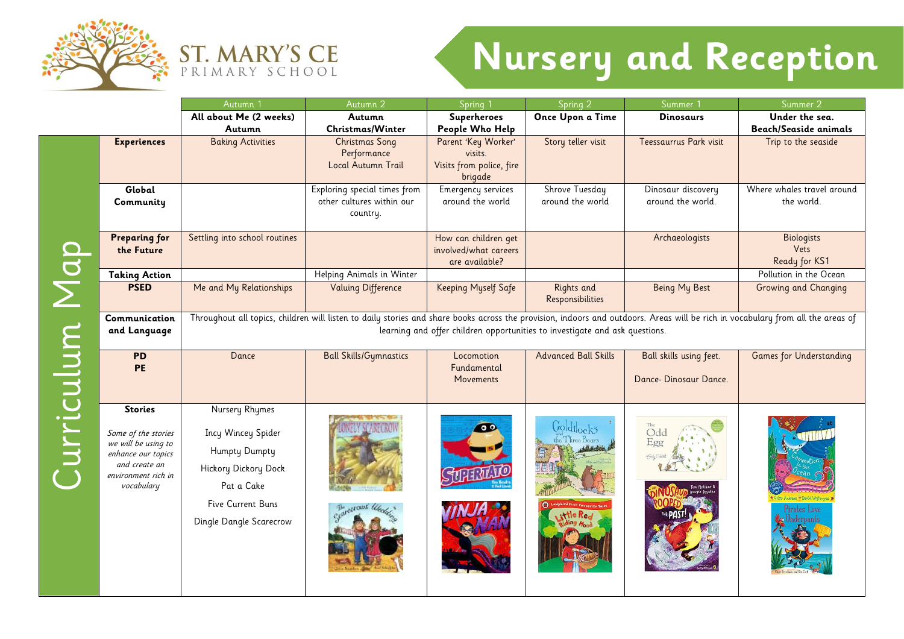ST. MARY'S CE PRIMARY SCHOOL

# Nursery and Reception

## Curriculum Map

| | Autumn 1 | Autumn 2 | Spring 1 | Spring 2 | Summer 1 | Summer 2 |
|---|---|---|---|---|---|---|
| | **All about Me (2 weeks) Autumn** | **Autumn Christmas/Winter** | **Superheroes People Who Help** | **Once Upon a Time** | **Dinosaurs** | **Under the sea. Beach/Seaside animals** |
| **Experiences** | Baking Activities | Christmas Song Performance<br>Local Autumn Trail | Parent 'Key Worker' visits.<br>Visits from police, fire brigade | Story teller visit | Teessaurrus Park visit | Trip to the seaside |
| **Global Community** | | Exploring special times from other cultures within our country. | Emergency services around the world | Shrove Tuesday around the world | Dinosaur discovery around the world. | Where whales travel around the world. |
| **Preparing for the Future** | Settling into school routines | | How can children get involved/what careers are available? | | Archaeologists | Biologists<br>Vets<br>Ready for KS1 |
| **Taking Action** | | Helping Animals in Winter | | | | Pollution in the Ocean |
| **PSED** | Me and My Relationships | Valuing Difference | Keeping Myself Safe | Rights and Responsibilities | Being My Best | Growing and Changing |
| **Communication and Language** | Throughout all topics, children will listen to daily stories and share books across the provision, indoors and outdoors. Areas will be rich in vocabulary from all the areas of learning and offer children opportunities to investigate and ask questions. | | | | | |
| **PD**<br>**PE** | Dance | Ball Skills/Gymnastics | Locomotion Fundamental Movements | Advanced Ball Skills | Ball skills using feet.<br>Dance- Dinosaur Dance. | Games for Understanding |
| **Stories**<br>*Some of the stories we will be using to enhance our topics and create an environment rich in vocabulary* | Nursery Rhymes<br>Incy Wincey Spider<br>Humpty Dumpty<br>Hickory Dickory Dock<br>Pat a Cake<br>Five Current Buns<br>Dingle Dangle Scarecrow | Lonely Scarecrow<br>The Scarecrows' Wedding | Supertato<br>Ninja Nan | Goldilocks and the Three Bears<br>Little Red Riding Hood | The Odd Egg<br>Dinosaur Pooped the Past! | Commotion in the Ocean<br>Pirates Love Underpants |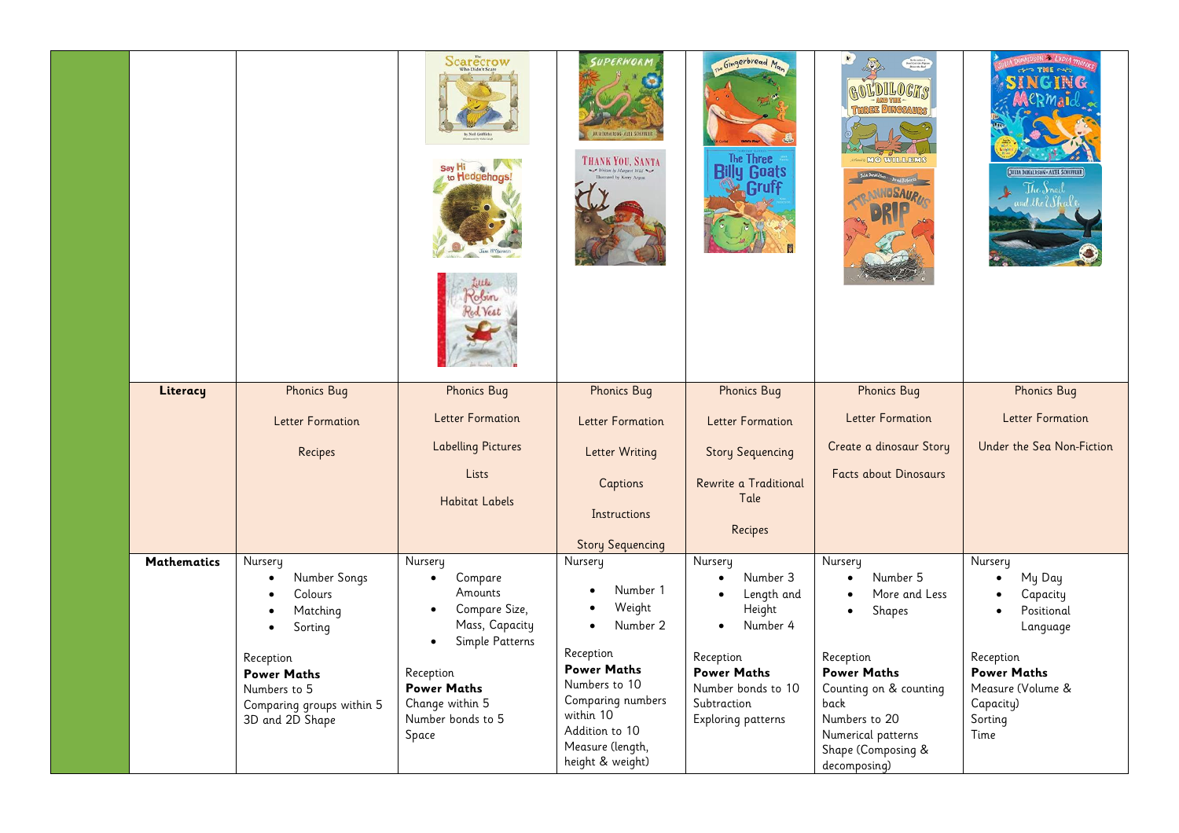| | | | | | | | |
|---|---|---|---|---|---|---|---|
| | | | | | | | |
| | **Literacy** | Phonics Bug<br><br>Letter Formation<br><br>Recipes | Phonics Bug<br><br>Letter Formation<br><br>Labelling Pictures<br><br>Lists<br><br>Habitat Labels | Phonics Bug<br><br>Letter Formation<br><br>Letter Writing<br><br>Captions<br><br>Instructions<br><br>Story Sequencing | Phonics Bug<br><br>Letter Formation<br><br>Story Sequencing<br><br>Rewrite a Traditional Tale<br><br>Recipes | Phonics Bug<br><br>Letter Formation<br><br>Create a dinosaur Story<br><br>Facts about Dinosaurs | Phonics Bug<br><br>Letter Formation<br><br>Under the Sea Non-Fiction |
| | **Mathematics** | Nursery<br>• Number Songs<br>• Colours<br>• Matching<br>• Sorting<br><br>Reception<br>**Power Maths**<br>Numbers to 5<br>Comparing groups within 5<br>3D and 2D Shape | Nursery<br>• Compare Amounts<br>• Compare Size, Mass, Capacity<br>• Simple Patterns<br><br>Reception<br>**Power Maths**<br>Change within 5<br>Number bonds to 5<br>Space | Nursery<br>• Number 1<br>• Weight<br>• Number 2<br><br>Reception<br>**Power Maths**<br>Numbers to 10<br>Comparing numbers within 10<br>Addition to 10<br>Measure (length, height & weight) | Nursery<br>• Number 3<br>• Length and Height<br>• Number 4<br><br>Reception<br>**Power Maths**<br>Number bonds to 10<br>Subtraction<br>Exploring patterns | Nursery<br>• Number 5<br>• More and Less<br>• Shapes<br><br>Reception<br>**Power Maths**<br>Counting on & counting back<br>Numbers to 20<br>Numerical patterns<br>Shape (Composing & decomposing) | Nursery<br>• My Day<br>• Capacity<br>• Positional Language<br><br>Reception<br>**Power Maths**<br>Measure (Volume & Capacity)<br>Sorting<br>Time |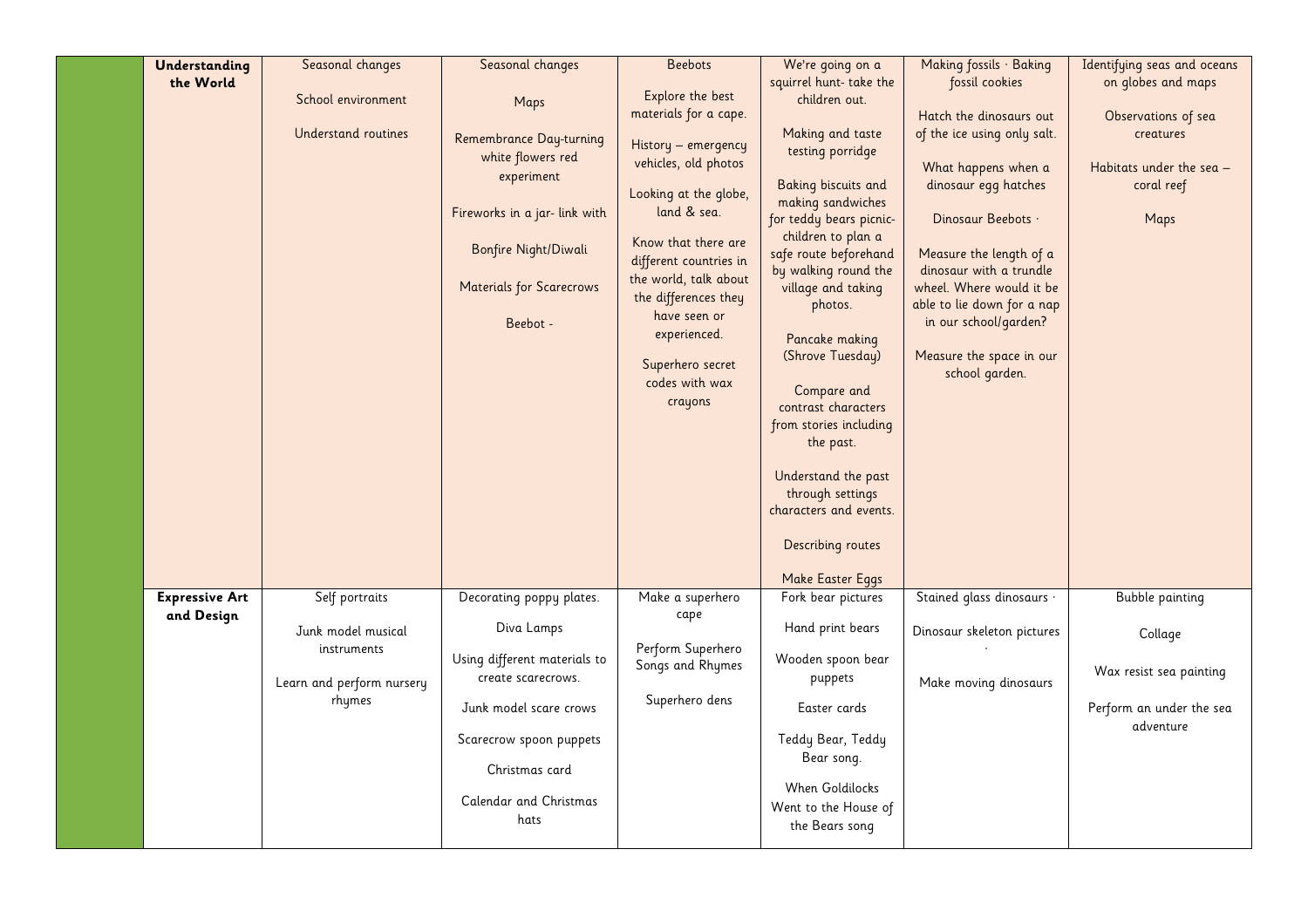| | | | | | | | |
|---|---|---|---|---|---|---|---|
| | **Understanding the World** | Seasonal changes<br><br>School environment<br><br>Understand routines | Seasonal changes<br><br>Maps<br><br>Remembrance Day-turning white flowers red experiment<br><br>Fireworks in a jar- link with<br><br>Bonfire Night/Diwali<br><br>Materials for Scarecrows<br><br>Beebot - | Beebots<br><br>Explore the best materials for a cape.<br><br>History – emergency vehicles, old photos<br><br>Looking at the globe, land & sea.<br><br>Know that there are different countries in the world, talk about the differences they have seen or experienced.<br><br>Superhero secret codes with wax crayons | We're going on a squirrel hunt- take the children out.<br><br>Making and taste testing porridge<br><br>Baking biscuits and making sandwiches for teddy bears picnic- children to plan a safe route beforehand by walking round the village and taking photos.<br><br>Pancake making (Shrove Tuesday)<br><br>Compare and contrast characters from stories including the past.<br><br>Understand the past through settings characters and events.<br><br>Describing routes<br><br>Make Easter Eggs | Making fossils · Baking fossil cookies<br><br>Hatch the dinosaurs out of the ice using only salt.<br><br>What happens when a dinosaur egg hatches<br><br>Dinosaur Beebots ·<br><br>Measure the length of a dinosaur with a trundle wheel. Where would it be able to lie down for a nap in our school/garden?<br><br>Measure the space in our school garden. | Identifying seas and oceans on globes and maps<br><br>Observations of sea creatures<br><br>Habitats under the sea – coral reef<br><br>Maps |
| | **Expressive Art and Design** | Self portraits<br><br>Junk model musical instruments<br><br>Learn and perform nursery rhymes | Decorating poppy plates.<br><br>Diva Lamps<br><br>Using different materials to create scarecrows.<br><br>Junk model scare crows<br><br>Scarecrow spoon puppets<br><br>Christmas card<br><br>Calendar and Christmas hats | Make a superhero cape<br><br>Perform Superhero Songs and Rhymes<br><br>Superhero dens | Fork bear pictures<br><br>Hand print bears<br><br>Wooden spoon bear puppets<br><br>Easter cards<br><br>Teddy Bear, Teddy Bear song.<br><br>When Goldilocks Went to the House of the Bears song | Stained glass dinosaurs ·<br><br>Dinosaur skeleton pictures ·<br><br>Make moving dinosaurs | Bubble painting<br><br>Collage<br><br>Wax resist sea painting<br><br>Perform an under the sea adventure |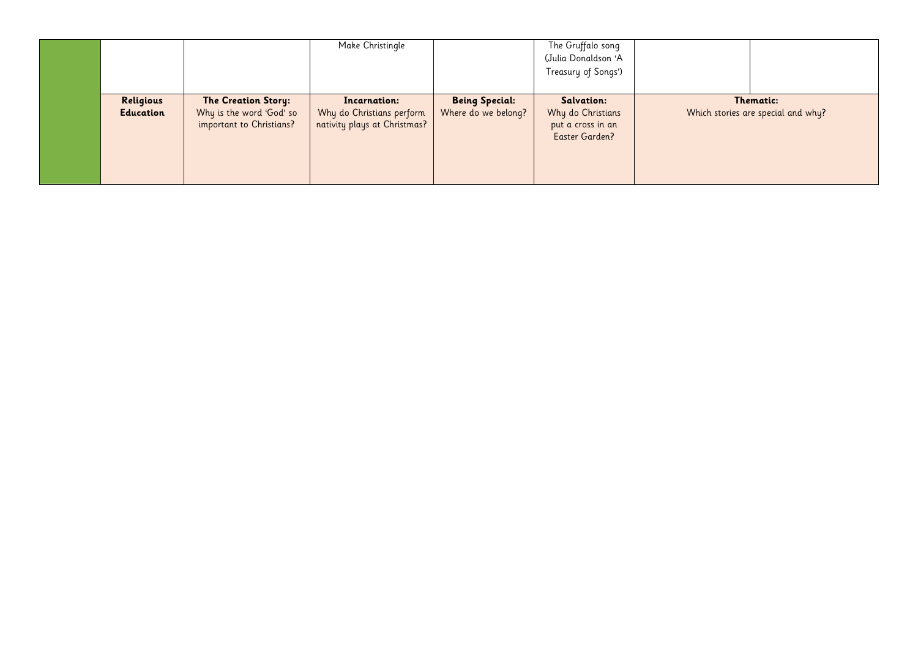| | | | | | | | |
|---|---|---|---|---|---|---|---|
| | | | Make Christingle | | The Gruffalo song (Julia Donaldson 'A Treasury of Songs') | | |
| | **Religious Education** | **The Creation Story:** Why is the word 'God' so important to Christians? | **Incarnation:** Why do Christians perform nativity plays at Christmas? | **Being Special:** Where do we belong? | **Salvation:** Why do Christians put a cross in an Easter Garden? | **Thematic:** Which stories are special and why? | |